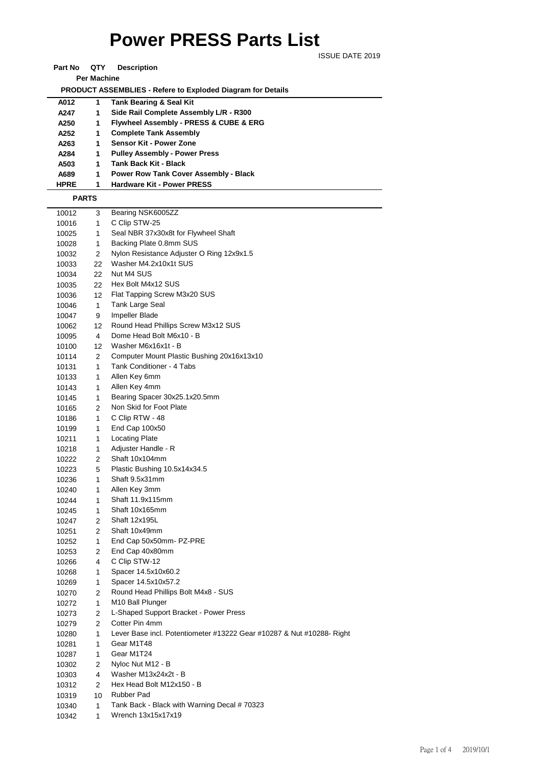# Power PRESS Parts List

ISSUE DATE 2019

| Part No | QTY Per Machine | Description |
|---|---|---|
| | | **PRODUCT ASSEMBLIES - Refere to Exploded Diagram for Details** |
| **A012** | **1** | **Tank Bearing & Seal Kit** |
| **A247** | **1** | **Side Rail Complete Assembly L/R - R300** |
| **A250** | **1** | **Flywheel Assembly - PRESS & CUBE & ERG** |
| **A252** | **1** | **Complete Tank Assembly** |
| **A263** | **1** | **Sensor Kit - Power Zone** |
| **A284** | **1** | **Pulley Assembly - Power Press** |
| **A503** | **1** | **Tank Back Kit - Black** |
| **A689** | **1** | **Power Row Tank Cover Assembly - Black** |
| **HPRE** | **1** | **Hardware Kit - Power PRESS** |

**PARTS**

| Part No | QTY | Description |
|---|---|---|
| 10012 | 3 | Bearing NSK6005ZZ |
| 10016 | 1 | C Clip STW-25 |
| 10025 | 1 | Seal NBR 37x30x8t for Flywheel Shaft |
| 10028 | 1 | Backing Plate 0.8mm SUS |
| 10032 | 2 | Nylon Resistance Adjuster O Ring 12x9x1.5 |
| 10033 | 22 | Washer M4.2x10x1t SUS |
| 10034 | 22 | Nut M4 SUS |
| 10035 | 22 | Hex Bolt M4x12 SUS |
| 10036 | 12 | Flat Tapping Screw M3x20 SUS |
| 10046 | 1 | Tank Large Seal |
| 10047 | 9 | Impeller Blade |
| 10062 | 12 | Round Head Phillips Screw M3x12 SUS |
| 10095 | 4 | Dome Head Bolt M6x10 - B |
| 10100 | 12 | Washer M6x16x1t - B |
| 10114 | 2 | Computer Mount Plastic Bushing 20x16x13x10 |
| 10131 | 1 | Tank Conditioner - 4 Tabs |
| 10133 | 1 | Allen Key 6mm |
| 10143 | 1 | Allen Key 4mm |
| 10145 | 1 | Bearing Spacer 30x25.1x20.5mm |
| 10165 | 2 | Non Skid for Foot Plate |
| 10186 | 1 | C Clip RTW - 48 |
| 10199 | 1 | End Cap 100x50 |
| 10211 | 1 | Locating Plate |
| 10218 | 1 | Adjuster Handle - R |
| 10222 | 2 | Shaft 10x104mm |
| 10223 | 5 | Plastic Bushing 10.5x14x34.5 |
| 10236 | 1 | Shaft 9.5x31mm |
| 10240 | 1 | Allen Key 3mm |
| 10244 | 1 | Shaft 11.9x115mm |
| 10245 | 1 | Shaft 10x165mm |
| 10247 | 2 | Shaft 12x195L |
| 10251 | 2 | Shaft 10x49mm |
| 10252 | 1 | End Cap 50x50mm- PZ-PRE |
| 10253 | 2 | End Cap 40x80mm |
| 10266 | 4 | C Clip STW-12 |
| 10268 | 1 | Spacer 14.5x10x60.2 |
| 10269 | 1 | Spacer 14.5x10x57.2 |
| 10270 | 2 | Round Head Phillips Bolt M4x8 - SUS |
| 10272 | 1 | M10 Ball Plunger |
| 10273 | 2 | L-Shaped Support Bracket - Power Press |
| 10279 | 2 | Cotter Pin 4mm |
| 10280 | 1 | Lever Base incl. Potentiometer #13222 Gear #10287 & Nut #10288- Right |
| 10281 | 1 | Gear M1T48 |
| 10287 | 1 | Gear M1T24 |
| 10302 | 2 | Nyloc Nut M12 - B |
| 10303 | 4 | Washer M13x24x2t - B |
| 10312 | 2 | Hex Head Bolt M12x150 - B |
| 10319 | 10 | Rubber Pad |
| 10340 | 1 | Tank Back - Black with Warning Decal # 70323 |
| 10342 | 1 | Wrench 13x15x17x19 |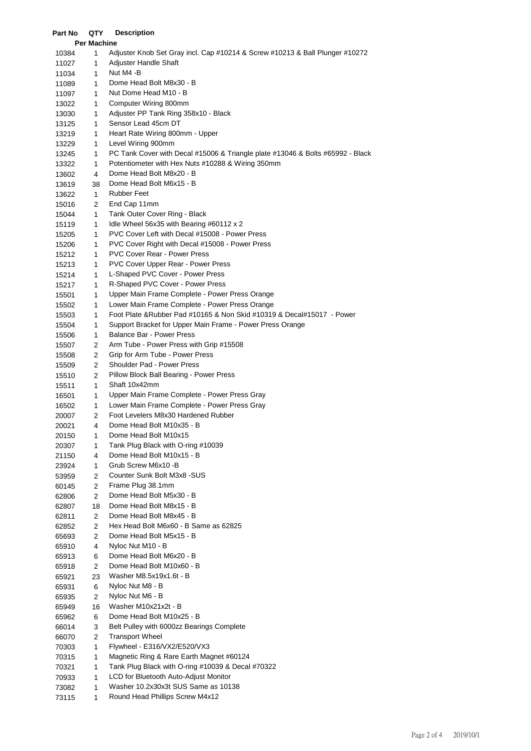| Part No | QTY Per Machine | Description |
|---|---|---|
| 10384 | 1 | Adjuster Knob Set Gray incl. Cap #10214 & Screw #10213 & Ball Plunger #10272 |
| 11027 | 1 | Adjuster Handle Shaft |
| 11034 | 1 | Nut M4 -B |
| 11089 | 1 | Dome Head Bolt M8x30 - B |
| 11097 | 1 | Nut Dome Head M10 - B |
| 13022 | 1 | Computer Wiring 800mm |
| 13030 | 1 | Adjuster PP Tank Ring 358x10 - Black |
| 13125 | 1 | Sensor Lead 45cm DT |
| 13219 | 1 | Heart Rate Wiring 800mm - Upper |
| 13229 | 1 | Level Wiring 900mm |
| 13245 | 1 | PC Tank Cover with Decal #15006 & Triangle plate #13046 & Bolts #65992 - Black |
| 13322 | 1 | Potentiometer with Hex Nuts #10288 & Wiring 350mm |
| 13602 | 4 | Dome Head Bolt M8x20 - B |
| 13619 | 38 | Dome Head Bolt M6x15 - B |
| 13622 | 1 | Rubber Feet |
| 15016 | 2 | End Cap 11mm |
| 15044 | 1 | Tank Outer Cover Ring - Black |
| 15119 | 1 | Idle Wheel 56x35 with Bearing #60112 x 2 |
| 15205 | 1 | PVC Cover Left with Decal #15008 - Power Press |
| 15206 | 1 | PVC Cover Right with Decal #15008 - Power Press |
| 15212 | 1 | PVC Cover Rear - Power Press |
| 15213 | 1 | PVC Cover Upper Rear - Power Press |
| 15214 | 1 | L-Shaped PVC Cover - Power Press |
| 15217 | 1 | R-Shaped PVC Cover - Power Press |
| 15501 | 1 | Upper Main Frame Complete - Power Press Orange |
| 15502 | 1 | Lower Main Frame Complete - Power Press Orange |
| 15503 | 1 | Foot Plate &Rubber Pad #10165 & Non Skid #10319 & Decal#15017 - Power |
| 15504 | 1 | Support Bracket for Upper Main Frame - Power Press Orange |
| 15506 | 1 | Balance Bar - Power Press |
| 15507 | 2 | Arm Tube - Power Press with Grip #15508 |
| 15508 | 2 | Grip for Arm Tube - Power Press |
| 15509 | 2 | Shoulder Pad - Power Press |
| 15510 | 2 | Pillow Block Ball Bearing - Power Press |
| 15511 | 1 | Shaft 10x42mm |
| 16501 | 1 | Upper Main Frame Complete - Power Press Gray |
| 16502 | 1 | Lower Main Frame Complete - Power Press Gray |
| 20007 | 2 | Foot Levelers M8x30 Hardened Rubber |
| 20021 | 4 | Dome Head Bolt M10x35 - B |
| 20150 | 1 | Dome Head Bolt M10x15 |
| 20307 | 1 | Tank Plug Black with O-ring #10039 |
| 21150 | 4 | Dome Head Bolt M10x15 - B |
| 23924 | 1 | Grub Screw M6x10 -B |
| 53959 | 2 | Counter Sunk Bolt M3x8 -SUS |
| 60145 | 2 | Frame Plug 38.1mm |
| 62806 | 2 | Dome Head Bolt M5x30 - B |
| 62807 | 18 | Dome Head Bolt M8x15 - B |
| 62811 | 2 | Dome Head Bolt M8x45 - B |
| 62852 | 2 | Hex Head Bolt M6x60 - B Same as 62825 |
| 65693 | 2 | Dome Head Bolt M5x15 - B |
| 65910 | 4 | Nyloc Nut M10 - B |
| 65913 | 6 | Dome Head Bolt M6x20 - B |
| 65918 | 2 | Dome Head Bolt M10x60 - B |
| 65921 | 23 | Washer M8.5x19x1.6t - B |
| 65931 | 6 | Nyloc Nut M8 - B |
| 65935 | 2 | Nyloc Nut M6 - B |
| 65949 | 16 | Washer M10x21x2t - B |
| 65962 | 6 | Dome Head Bolt M10x25 - B |
| 66014 | 3 | Belt Pulley with 6000zz Bearings Complete |
| 66070 | 2 | Transport Wheel |
| 70303 | 1 | Flywheel - E316/VX2/E520/VX3 |
| 70315 | 1 | Magnetic Ring & Rare Earth Magnet #60124 |
| 70321 | 1 | Tank Plug Black with O-ring #10039 & Decal #70322 |
| 70933 | 1 | LCD for Bluetooth Auto-Adjust Monitor |
| 73082 | 1 | Washer 10.2x30x3t SUS Same as 10138 |
| 73115 | 1 | Round Head Phillips Screw M4x12 |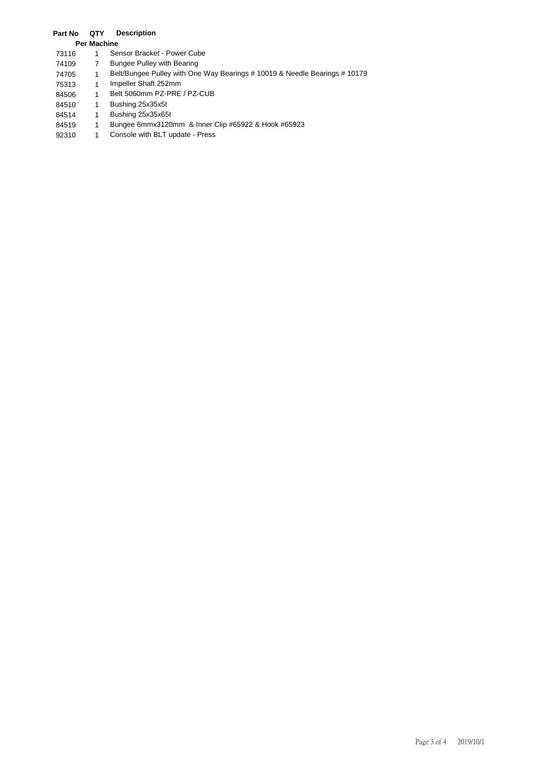| Part No | QTY | Description |
|---|---|---|
| | Per Machine | |
| 73116 | 1 | Sensor Bracket - Power Cube |
| 74109 | 7 | Bungee Pulley with Bearing |
| 74705 | 1 | Belt/Bungee Pulley with One Way Bearings # 10019 & Needle Bearings # 10179 |
| 75313 | 1 | Impeller Shaft 252mm |
| 84506 | 1 | Belt 5060mm PZ-PRE / PZ-CUB |
| 84510 | 1 | Bushing 25x35x5t |
| 84514 | 1 | Bushing 25x35x65t |
| 84519 | 1 | Bungee 6mmx3120mm & Inner Clip #65922 & Hook #65923 |
| 92310 | 1 | Console with BLT update - Press |

2019/10/1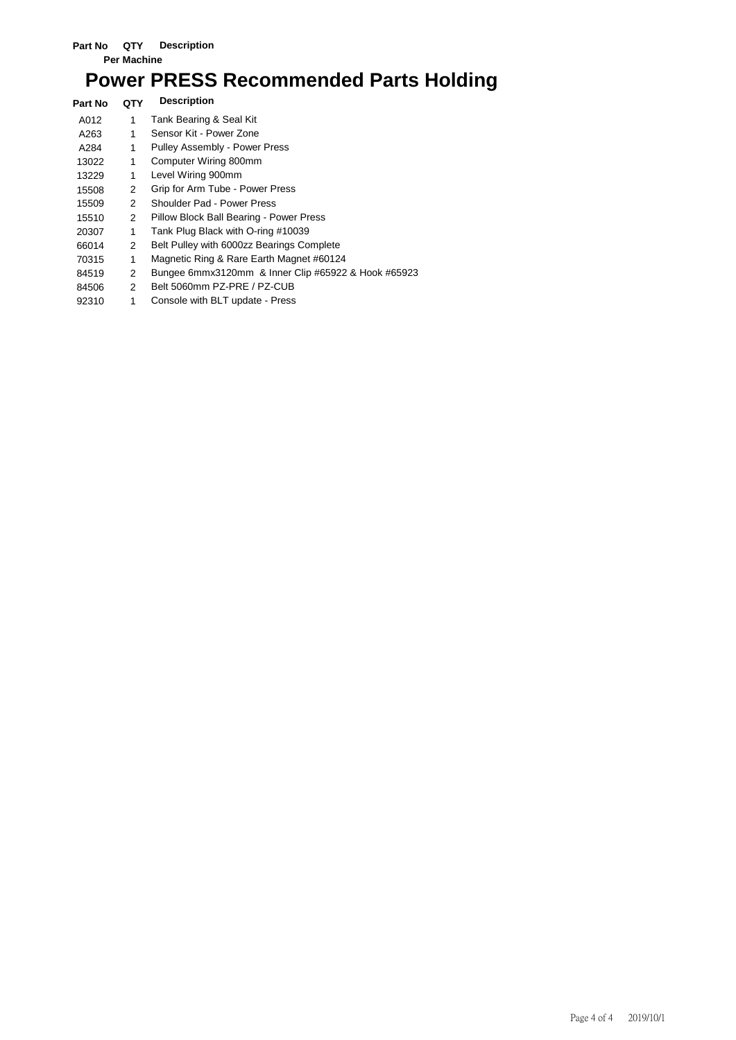**Part No QTY Description**
**Per Machine**

# Power PRESS Recommended Parts Holding

| Part No | QTY | Description |
|---|---|---|
| A012 | 1 | Tank Bearing & Seal Kit |
| A263 | 1 | Sensor Kit - Power Zone |
| A284 | 1 | Pulley Assembly - Power Press |
| 13022 | 1 | Computer Wiring 800mm |
| 13229 | 1 | Level Wiring 900mm |
| 15508 | 2 | Grip for Arm Tube - Power Press |
| 15509 | 2 | Shoulder Pad - Power Press |
| 15510 | 2 | Pillow Block Ball Bearing - Power Press |
| 20307 | 1 | Tank Plug Black with O-ring #10039 |
| 66014 | 2 | Belt Pulley with 6000zz Bearings Complete |
| 70315 | 1 | Magnetic Ring & Rare Earth Magnet #60124 |
| 84519 | 2 | Bungee 6mmx3120mm & Inner Clip #65922 & Hook #65923 |
| 84506 | 2 | Belt 5060mm PZ-PRE / PZ-CUB |
| 92310 | 1 | Console with BLT update - Press |

2019/10/1